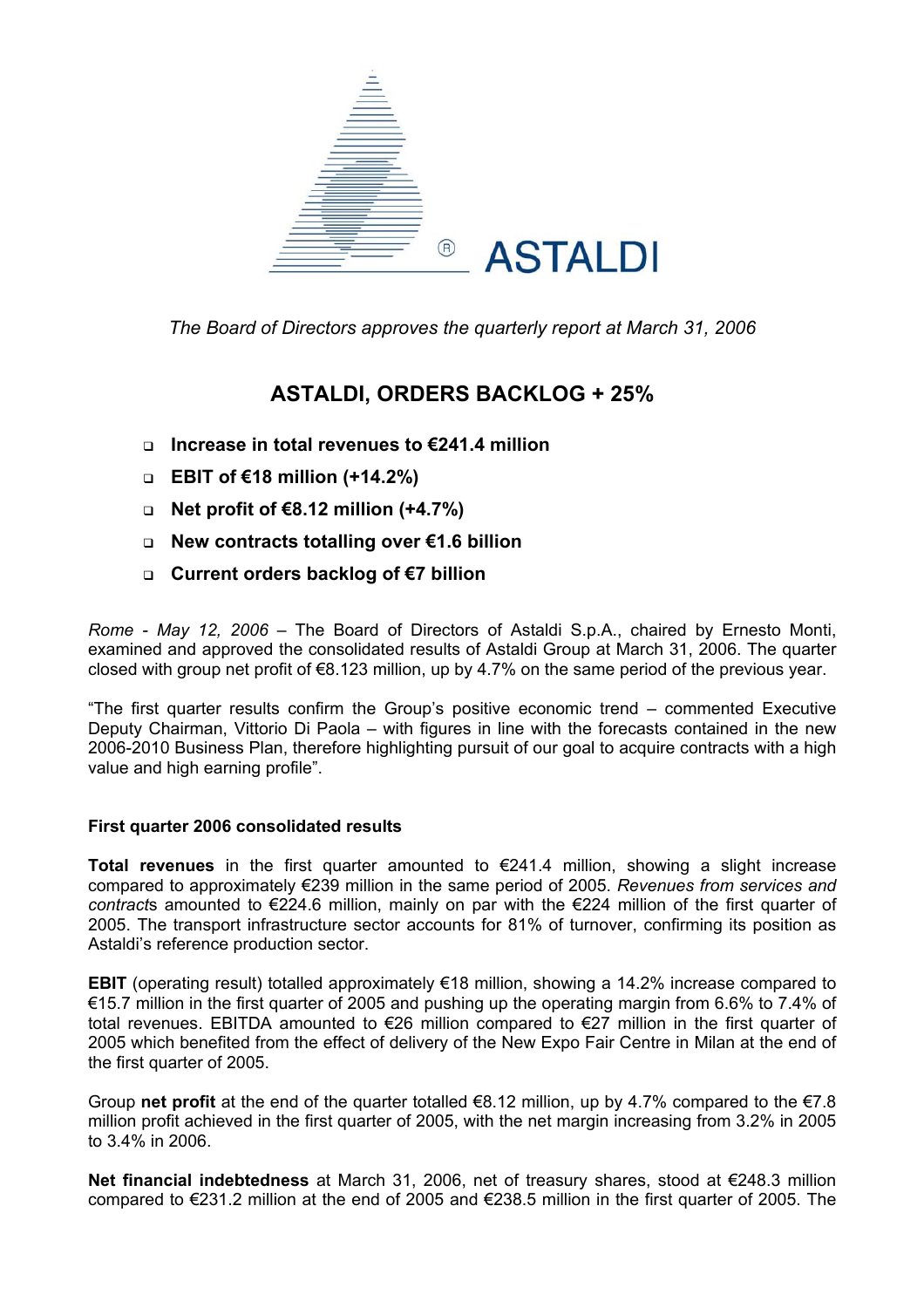ASTALDI

*The Board of Directors approves the quarterly report at March 31, 2006*

# ASTALDI, ORDERS BACKLOG + 25%

- **Increase in total revenues to €241.4 million**
- **EBIT of €18 million (+14.2%)**
- **Net profit of €8.12 million (+4.7%)**
- **New contracts totalling over €1.6 billion**
- **Current orders backlog of €7 billion**

*Rome - May 12, 2006* – The Board of Directors of Astaldi S.p.A., chaired by Ernesto Monti, examined and approved the consolidated results of Astaldi Group at March 31, 2006. The quarter closed with group net profit of €8.123 million, up by 4.7% on the same period of the previous year.

"The first quarter results confirm the Group's positive economic trend – commented Executive Deputy Chairman, Vittorio Di Paola – with figures in line with the forecasts contained in the new 2006-2010 Business Plan, therefore highlighting pursuit of our goal to acquire contracts with a high value and high earning profile".

## First quarter 2006 consolidated results

**Total revenues** in the first quarter amounted to €241.4 million, showing a slight increase compared to approximately €239 million in the same period of 2005. *Revenues from services and contract*s amounted to €224.6 million, mainly on par with the €224 million of the first quarter of 2005. The transport infrastructure sector accounts for 81% of turnover, confirming its position as Astaldi's reference production sector.

**EBIT** (operating result) totalled approximately €18 million, showing a 14.2% increase compared to €15.7 million in the first quarter of 2005 and pushing up the operating margin from 6.6% to 7.4% of total revenues. EBITDA amounted to €26 million compared to €27 million in the first quarter of 2005 which benefited from the effect of delivery of the New Expo Fair Centre in Milan at the end of the first quarter of 2005.

Group **net profit** at the end of the quarter totalled €8.12 million, up by 4.7% compared to the €7.8 million profit achieved in the first quarter of 2005, with the net margin increasing from 3.2% in 2005 to 3.4% in 2006.

**Net financial indebtedness** at March 31, 2006, net of treasury shares, stood at €248.3 million compared to €231.2 million at the end of 2005 and €238.5 million in the first quarter of 2005. The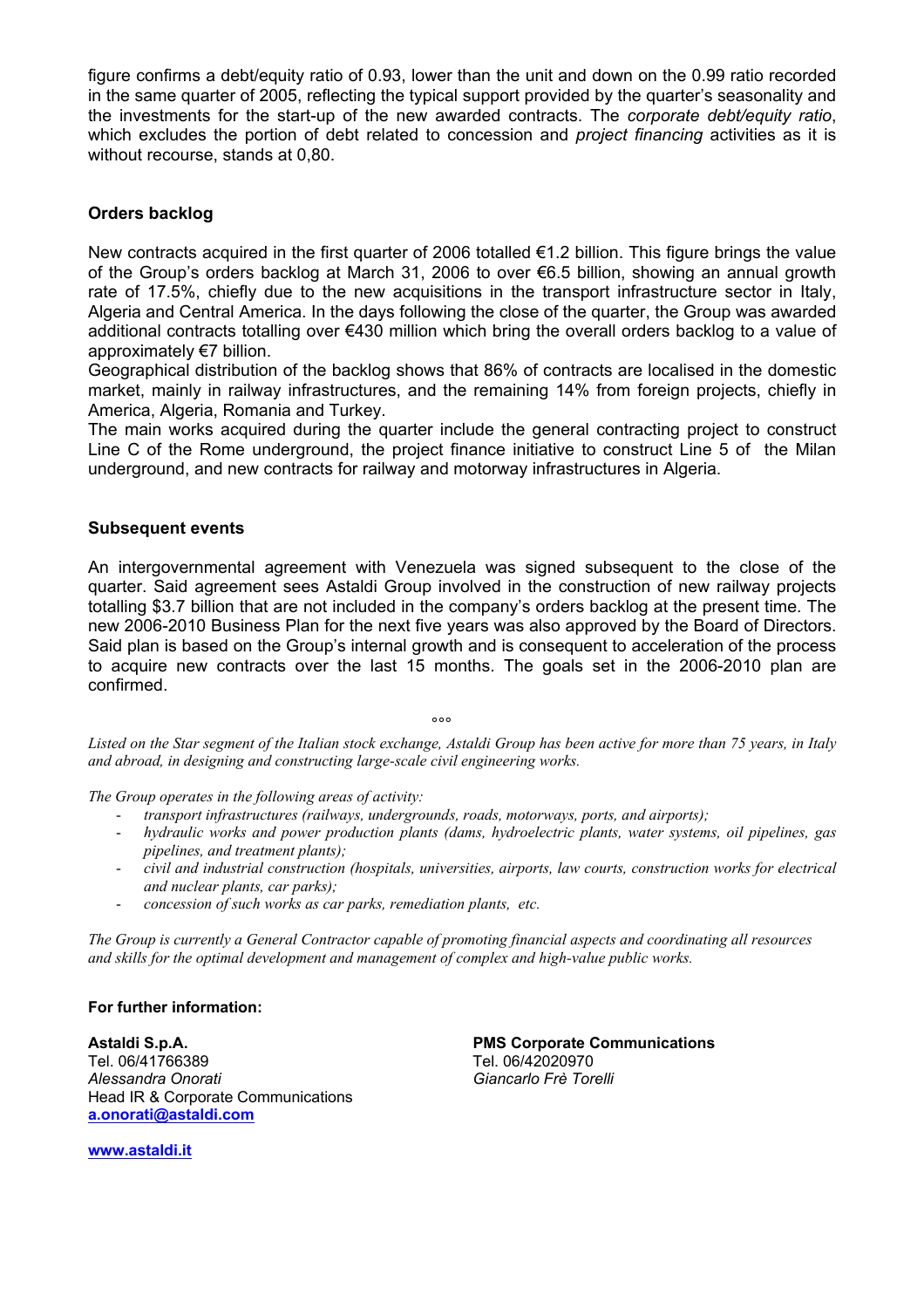figure confirms a debt/equity ratio of 0.93, lower than the unit and down on the 0.99 ratio recorded in the same quarter of 2005, reflecting the typical support provided by the quarter's seasonality and the investments for the start-up of the new awarded contracts. The *corporate debt/equity ratio*, which excludes the portion of debt related to concession and *project financing* activities as it is without recourse, stands at 0,80.

## Orders backlog

New contracts acquired in the first quarter of 2006 totalled €1.2 billion. This figure brings the value of the Group's orders backlog at March 31, 2006 to over €6.5 billion, showing an annual growth rate of 17.5%, chiefly due to the new acquisitions in the transport infrastructure sector in Italy, Algeria and Central America. In the days following the close of the quarter, the Group was awarded additional contracts totalling over €430 million which bring the overall orders backlog to a value of approximately €7 billion.

Geographical distribution of the backlog shows that 86% of contracts are localised in the domestic market, mainly in railway infrastructures, and the remaining 14% from foreign projects, chiefly in America, Algeria, Romania and Turkey.

The main works acquired during the quarter include the general contracting project to construct Line C of the Rome underground, the project finance initiative to construct Line 5 of the Milan underground, and new contracts for railway and motorway infrastructures in Algeria.

## Subsequent events

An intergovernmental agreement with Venezuela was signed subsequent to the close of the quarter. Said agreement sees Astaldi Group involved in the construction of new railway projects totalling $3.7 billion that are not included in the company's orders backlog at the present time. The new 2006-2010 Business Plan for the next five years was also approved by the Board of Directors. Said plan is based on the Group's internal growth and is consequent to acceleration of the process to acquire new contracts over the last 15 months. The goals set in the 2006-2010 plan are confirmed.

°°°

*Listed on the Star segment of the Italian stock exchange, Astaldi Group has been active for more than 75 years, in Italy and abroad, in designing and constructing large-scale civil engineering works.*

*The Group operates in the following areas of activity:*

- *transport infrastructures (railways, undergrounds, roads, motorways, ports, and airports);*
- *hydraulic works and power production plants (dams, hydroelectric plants, water systems, oil pipelines, gas pipelines, and treatment plants);*
- *civil and industrial construction (hospitals, universities, airports, law courts, construction works for electrical and nuclear plants, car parks);*
- *concession of such works as car parks, remediation plants, etc.*

*The Group is currently a General Contractor capable of promoting financial aspects and coordinating all resources and skills for the optimal development and management of complex and high-value public works.*

**For further information:**

**Astaldi S.p.A.**
Tel. 06/41766389
*Alessandra Onorati*
Head IR & Corporate Communications
**a.onorati@astaldi.com**

**PMS Corporate Communications**
Tel. 06/42020970
*Giancarlo Frè Torelli*

**www.astaldi.it**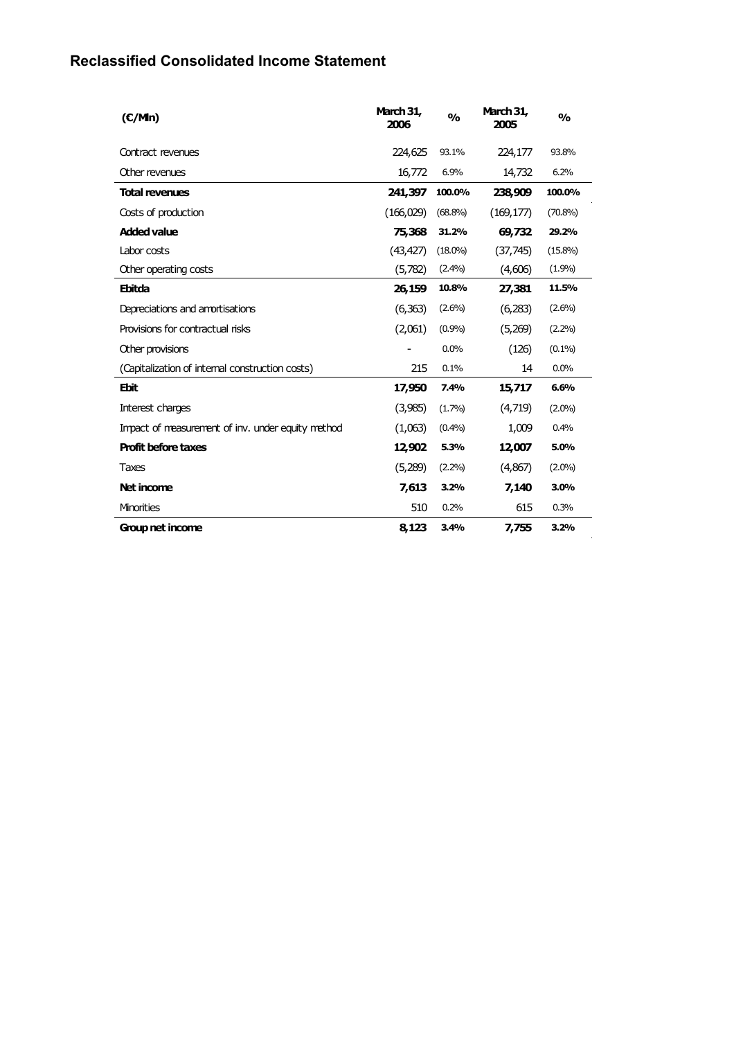## Reclassified Consolidated Income Statement

| (€/Mln) | March 31, 2006 | % | March 31, 2005 | % |
|---|---|---|---|---|
| Contract revenues | 224,625 | 93.1% | 224,177 | 93.8% |
| Other revenues | 16,772 | 6.9% | 14,732 | 6.2% |
| **Total revenues** | **241,397** | **100.0%** | **238,909** | **100.0%** |
| Costs of production | (166,029) | (68.8%) | (169,177) | (70.8%) |
| **Added value** | **75,368** | **31.2%** | **69,732** | **29.2%** |
| Labor costs | (43,427) | (18.0%) | (37,745) | (15.8%) |
| Other operating costs | (5,782) | (2.4%) | (4,606) | (1.9%) |
| **Ebitda** | **26,159** | **10.8%** | **27,381** | **11.5%** |
| Depreciations and amortisations | (6,363) | (2.6%) | (6,283) | (2.6%) |
| Provisions for contractual risks | (2,061) | (0.9%) | (5,269) | (2.2%) |
| Other provisions | - | 0.0% | (126) | (0.1%) |
| (Capitalization of internal construction costs) | 215 | 0.1% | 14 | 0.0% |
| **Ebit** | **17,950** | **7.4%** | **15,717** | **6.6%** |
| Interest charges | (3,985) | (1.7%) | (4,719) | (2.0%) |
| Impact of measurement of inv. under equity method | (1,063) | (0.4%) | 1,009 | 0.4% |
| **Profit before taxes** | **12,902** | **5.3%** | **12,007** | **5.0%** |
| Taxes | (5,289) | (2.2%) | (4,867) | (2.0%) |
| **Net income** | **7,613** | **3.2%** | **7,140** | **3.0%** |
| Minorities | 510 | 0.2% | 615 | 0.3% |
| **Group net income** | **8,123** | **3.4%** | **7,755** | **3.2%** |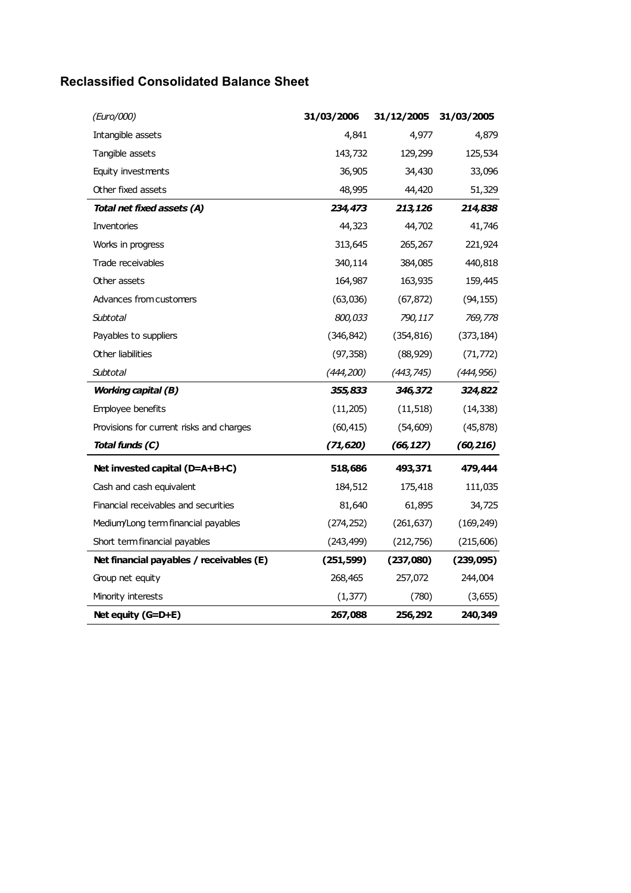## Reclassified Consolidated Balance Sheet

| *(Euro/000)* | **31/03/2006** | **31/12/2005** | **31/03/2005** |
|---|---|---|---|
| Intangible assets | 4,841 | 4,977 | 4,879 |
| Tangible assets | 143,732 | 129,299 | 125,534 |
| Equity investments | 36,905 | 34,430 | 33,096 |
| Other fixed assets | 48,995 | 44,420 | 51,329 |
| ***Total net fixed assets (A)*** | ***234,473*** | ***213,126*** | ***214,838*** |
| Inventories | 44,323 | 44,702 | 41,746 |
| Works in progress | 313,645 | 265,267 | 221,924 |
| Trade receivables | 340,114 | 384,085 | 440,818 |
| Other assets | 164,987 | 163,935 | 159,445 |
| Advances from customers | (63,036) | (67,872) | (94,155) |
| *Subtotal* | *800,033* | *790,117* | *769,778* |
| Payables to suppliers | (346,842) | (354,816) | (373,184) |
| Other liabilities | (97,358) | (88,929) | (71,772) |
| *Subtotal* | *(444,200)* | *(443,745)* | *(444,956)* |
| ***Working capital (B)*** | ***355,833*** | ***346,372*** | ***324,822*** |
| Employee benefits | (11,205) | (11,518) | (14,338) |
| Provisions for current risks and charges | (60,415) | (54,609) | (45,878) |
| ***Total funds (C)*** | ***(71,620)*** | ***(66,127)*** | ***(60,216)*** |
| **Net invested capital (D=A+B+C)** | **518,686** | **493,371** | **479,444** |
| Cash and cash equivalent | 184,512 | 175,418 | 111,035 |
| Financial receivables and securities | 81,640 | 61,895 | 34,725 |
| Medium/Long term financial payables | (274,252) | (261,637) | (169,249) |
| Short term financial payables | (243,499) | (212,756) | (215,606) |
| **Net financial payables / receivables (E)** | **(251,599)** | **(237,080)** | **(239,095)** |
| Group net equity | 268,465 | 257,072 | 244,004 |
| Minority interests | (1,377) | (780) | (3,655) |
| **Net equity (G=D+E)** | **267,088** | **256,292** | **240,349** |